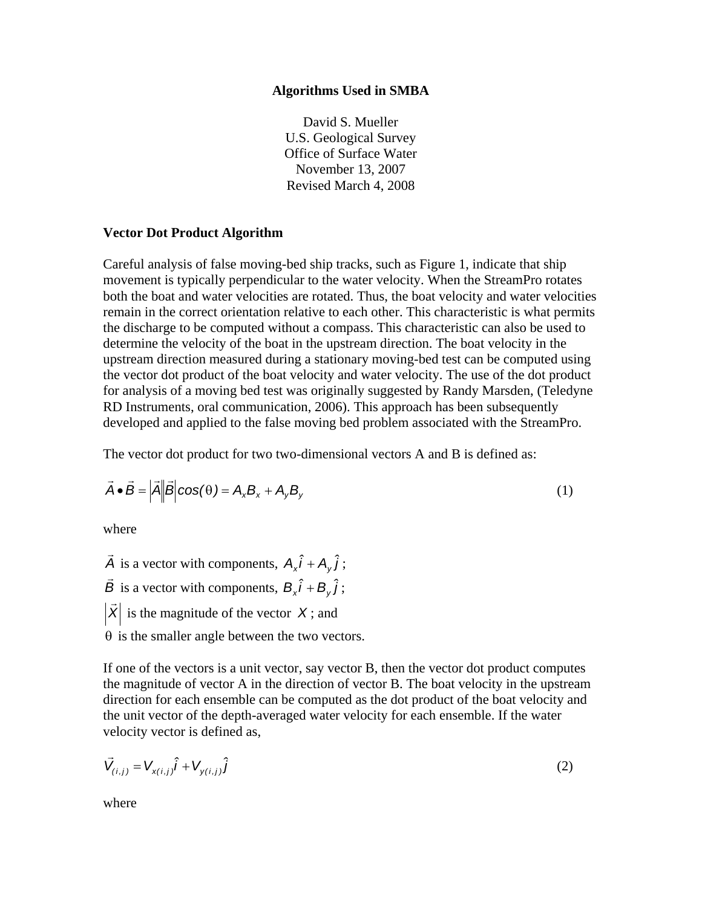# Algorithms Used in SMBA

David S. Mueller
U.S. Geological Survey
Office of Surface Water
November 13, 2007
Revised March 4, 2008

## Vector Dot Product Algorithm

Careful analysis of false moving-bed ship tracks, such as Figure 1, indicate that ship movement is typically perpendicular to the water velocity. When the StreamPro rotates both the boat and water velocities are rotated. Thus, the boat velocity and water velocities remain in the correct orientation relative to each other. This characteristic is what permits the discharge to be computed without a compass. This characteristic can also be used to determine the velocity of the boat in the upstream direction. The boat velocity in the upstream direction measured during a stationary moving-bed test can be computed using the vector dot product of the boat velocity and water velocity. The use of the dot product for analysis of a moving bed test was originally suggested by Randy Marsden, (Teledyne RD Instruments, oral communication, 2006). This approach has been subsequently developed and applied to the false moving bed problem associated with the StreamPro.

The vector dot product for two two-dimensional vectors A and B is defined as:

$$\vec{A} \bullet \vec{B} = \left|\vec{A}\right|\left|\vec{B}\right| cos(\theta) = A_x B_x + A_y B_y \tag{1}$$

where

$\vec{A}$ is a vector with components, $A_x\hat{i} + A_y\hat{j}$ ;
$\vec{B}$ is a vector with components, $B_x\hat{i} + B_y\hat{j}$ ;
$\left|\vec{X}\right|$ is the magnitude of the vector $X$ ; and
$\theta$ is the smaller angle between the two vectors.

If one of the vectors is a unit vector, say vector B, then the vector dot product computes the magnitude of vector A in the direction of vector B. The boat velocity in the upstream direction for each ensemble can be computed as the dot product of the boat velocity and the unit vector of the depth-averaged water velocity for each ensemble. If the water velocity vector is defined as,

$$\vec{V}_{(i,j)} = V_{x(i,j)}\hat{i} + V_{y(i,j)}\hat{j} \tag{2}$$

where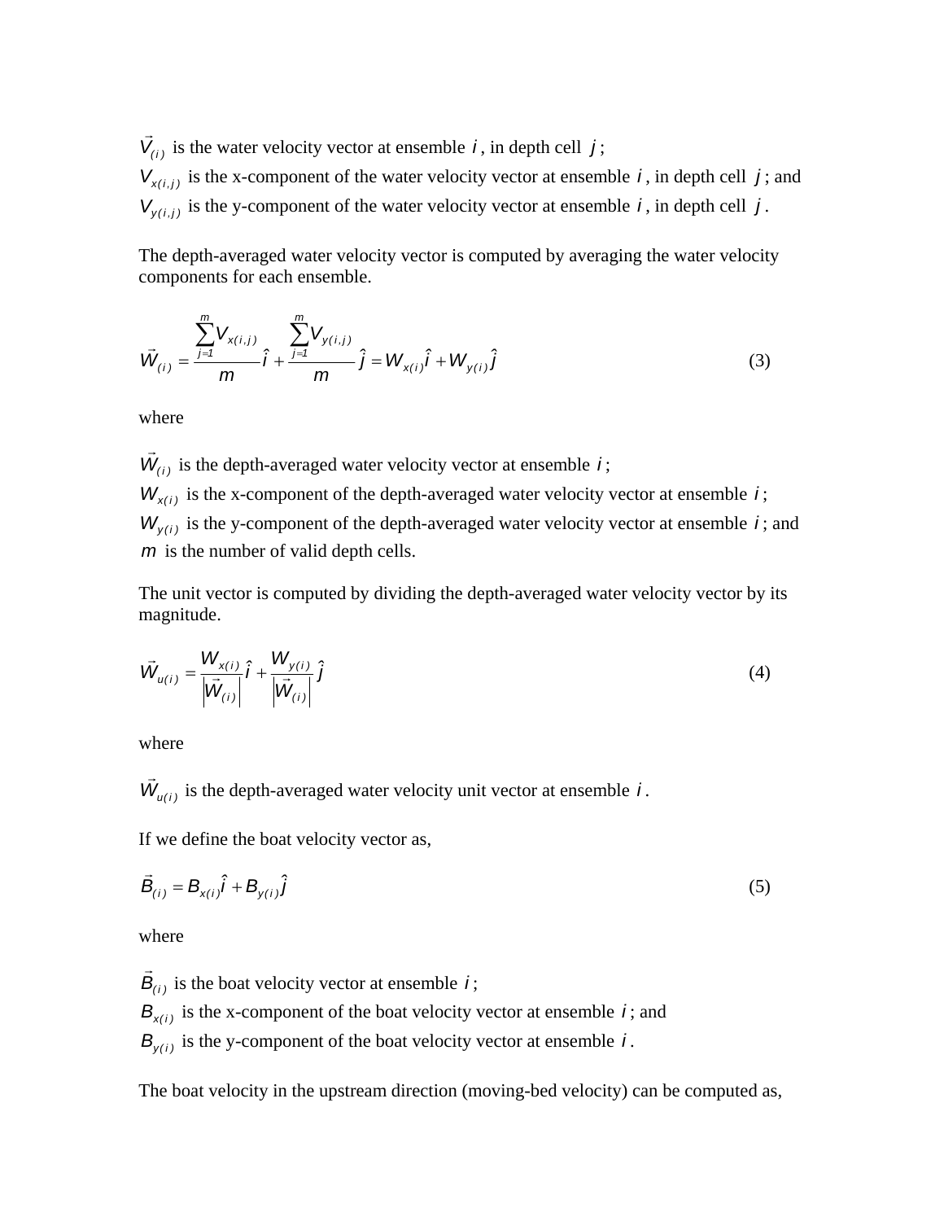$\vec{V}_{(i)}$ is the water velocity vector at ensemble $i$, in depth cell $j$;
$V_{x(i,j)}$ is the x-component of the water velocity vector at ensemble $i$, in depth cell $j$; and
$V_{y(i,j)}$ is the y-component of the water velocity vector at ensemble $i$, in depth cell $j$.

The depth-averaged water velocity vector is computed by averaging the water velocity components for each ensemble.

$$\vec{W}_{(i)} = \frac{\sum_{j=1}^{m} V_{x(i,j)}}{m}\hat{i} + \frac{\sum_{j=1}^{m} V_{y(i,j)}}{m}\hat{j} = W_{x(i)}\hat{i} + W_{y(i)}\hat{j} \tag{3}$$

where

$\vec{W}_{(i)}$ is the depth-averaged water velocity vector at ensemble $i$;
$W_{x(i)}$ is the x-component of the depth-averaged water velocity vector at ensemble $i$;
$W_{y(i)}$ is the y-component of the depth-averaged water velocity vector at ensemble $i$; and
$m$ is the number of valid depth cells.

The unit vector is computed by dividing the depth-averaged water velocity vector by its magnitude.

$$\vec{W}_{u(i)} = \frac{W_{x(i)}}{\left|\vec{W}_{(i)}\right|}\hat{i} + \frac{W_{y(i)}}{\left|\vec{W}_{(i)}\right|}\hat{j} \tag{4}$$

where

$\vec{W}_{u(i)}$ is the depth-averaged water velocity unit vector at ensemble $i$.

If we define the boat velocity vector as,

$$\vec{B}_{(i)} = B_{x(i)}\hat{i} + B_{y(i)}\hat{j} \tag{5}$$

where

$\vec{B}_{(i)}$ is the boat velocity vector at ensemble $i$;
$B_{x(i)}$ is the x-component of the boat velocity vector at ensemble $i$; and
$B_{y(i)}$ is the y-component of the boat velocity vector at ensemble $i$.

The boat velocity in the upstream direction (moving-bed velocity) can be computed as,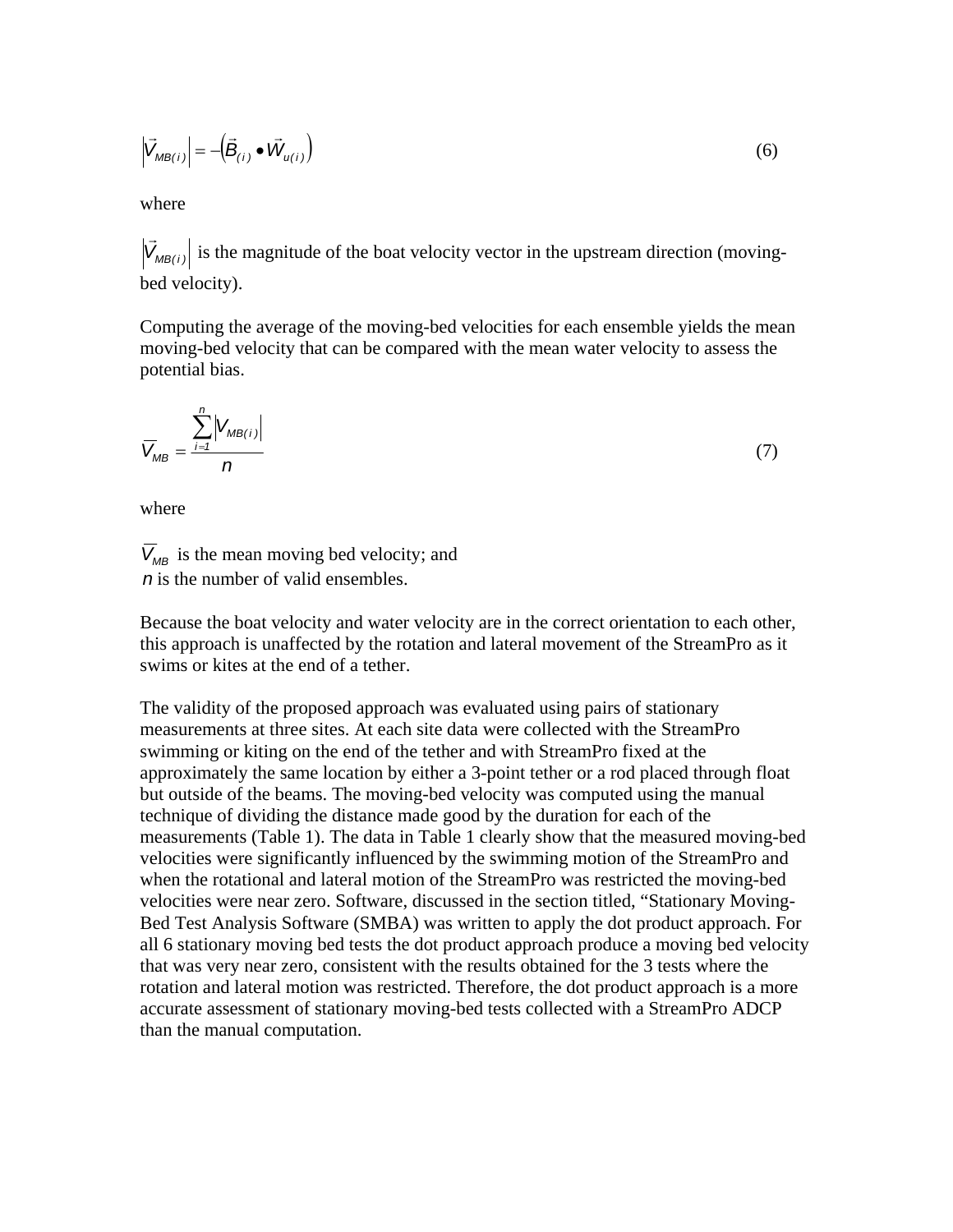$$\left|\vec{V}_{MB(i)}\right| = -\left(\vec{B}_{(i)} \bullet \vec{W}_{u(i)}\right) \tag{6}$$

where

$\left|\vec{V}_{MB(i)}\right|$ is the magnitude of the boat velocity vector in the upstream direction (moving-bed velocity).

Computing the average of the moving-bed velocities for each ensemble yields the mean moving-bed velocity that can be compared with the mean water velocity to assess the potential bias.

$$\overline{V}_{MB} = \frac{\sum_{i=1}^{n} \left|V_{MB(i)}\right|}{n} \tag{7}$$

where

$\overline{V}_{MB}$ is the mean moving bed velocity; and
$n$ is the number of valid ensembles.

Because the boat velocity and water velocity are in the correct orientation to each other, this approach is unaffected by the rotation and lateral movement of the StreamPro as it swims or kites at the end of a tether.

The validity of the proposed approach was evaluated using pairs of stationary measurements at three sites. At each site data were collected with the StreamPro swimming or kiting on the end of the tether and with StreamPro fixed at the approximately the same location by either a 3-point tether or a rod placed through float but outside of the beams. The moving-bed velocity was computed using the manual technique of dividing the distance made good by the duration for each of the measurements (Table 1). The data in Table 1 clearly show that the measured moving-bed velocities were significantly influenced by the swimming motion of the StreamPro and when the rotational and lateral motion of the StreamPro was restricted the moving-bed velocities were near zero. Software, discussed in the section titled, "Stationary Moving-Bed Test Analysis Software (SMBA) was written to apply the dot product approach. For all 6 stationary moving bed tests the dot product approach produce a moving bed velocity that was very near zero, consistent with the results obtained for the 3 tests where the rotation and lateral motion was restricted. Therefore, the dot product approach is a more accurate assessment of stationary moving-bed tests collected with a StreamPro ADCP than the manual computation.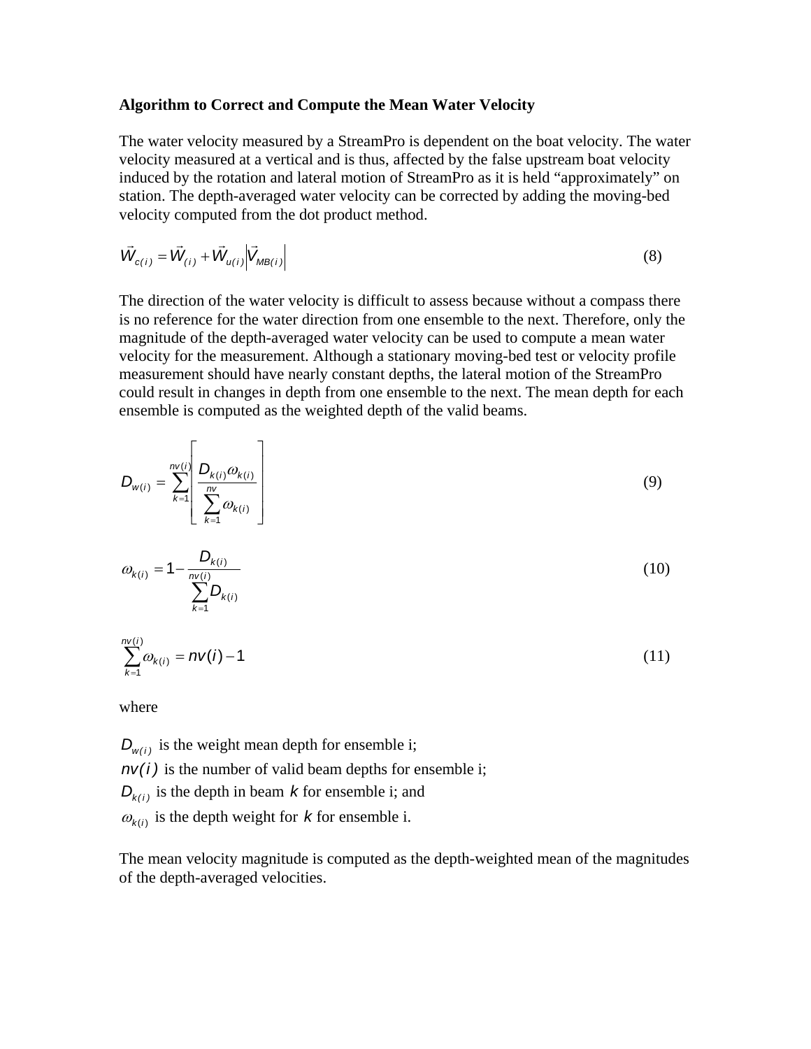**Algorithm to Correct and Compute the Mean Water Velocity**

The water velocity measured by a StreamPro is dependent on the boat velocity. The water velocity measured at a vertical and is thus, affected by the false upstream boat velocity induced by the rotation and lateral motion of StreamPro as it is held "approximately" on station. The depth-averaged water velocity can be corrected by adding the moving-bed velocity computed from the dot product method.

$$\vec{W}_{c(i)} = \vec{W}_{(i)} + \vec{W}_{u(i)} \left| \vec{V}_{MB(i)} \right| \tag{8}$$

The direction of the water velocity is difficult to assess because without a compass there is no reference for the water direction from one ensemble to the next. Therefore, only the magnitude of the depth-averaged water velocity can be used to compute a mean water velocity for the measurement. Although a stationary moving-bed test or velocity profile measurement should have nearly constant depths, the lateral motion of the StreamPro could result in changes in depth from one ensemble to the next. The mean depth for each ensemble is computed as the weighted depth of the valid beams.

$$D_{w(i)} = \sum_{k=1}^{nv(i)} \left[ \frac{D_{k(i)} \omega_{k(i)}}{\sum_{k=1}^{nv} \omega_{k(i)}} \right] \tag{9}$$

$$\omega_{k(i)} = 1 - \frac{D_{k(i)}}{\sum_{k=1}^{nv(i)} D_{k(i)}} \tag{10}$$

$$\sum_{k=1}^{nv(i)} \omega_{k(i)} = nv(i) - 1 \tag{11}$$

where

$D_{w(i)}$ is the weight mean depth for ensemble i;
$nv(i)$ is the number of valid beam depths for ensemble i;
$D_{k(i)}$ is the depth in beam $k$ for ensemble i; and
$\omega_{k(i)}$ is the depth weight for $k$ for ensemble i.

The mean velocity magnitude is computed as the depth-weighted mean of the magnitudes of the depth-averaged velocities.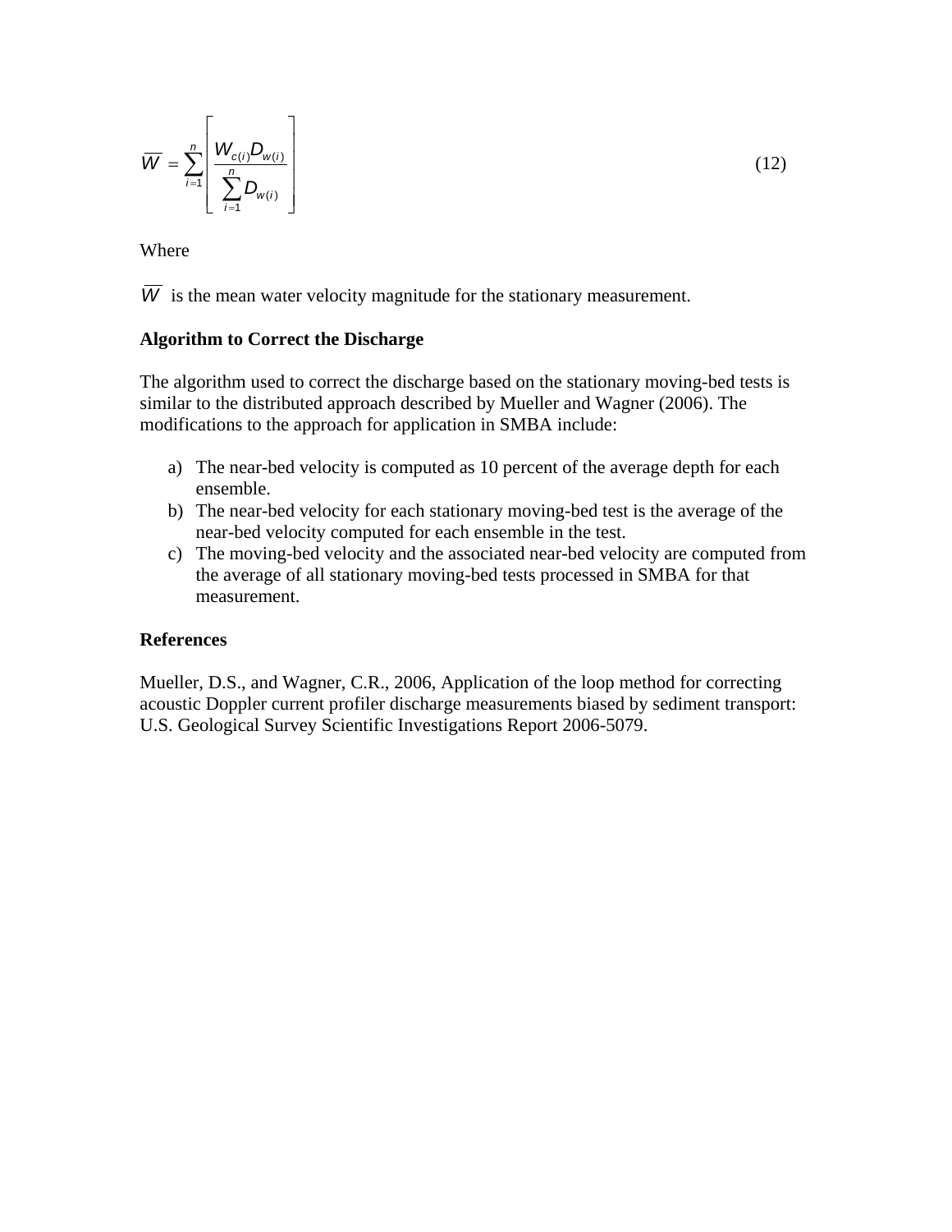$$\overline{W} = \sum_{i=1}^{n} \left[ \frac{W_{c(i)} D_{w(i)}}{\sum_{i=1}^{n} D_{w(i)}} \right] \tag{12}$$

Where

$\overline{W}$ is the mean water velocity magnitude for the stationary measurement.

**Algorithm to Correct the Discharge**

The algorithm used to correct the discharge based on the stationary moving-bed tests is similar to the distributed approach described by Mueller and Wagner (2006). The modifications to the approach for application in SMBA include:

a) The near-bed velocity is computed as 10 percent of the average depth for each ensemble.
b) The near-bed velocity for each stationary moving-bed test is the average of the near-bed velocity computed for each ensemble in the test.
c) The moving-bed velocity and the associated near-bed velocity are computed from the average of all stationary moving-bed tests processed in SMBA for that measurement.

**References**

Mueller, D.S., and Wagner, C.R., 2006, Application of the loop method for correcting acoustic Doppler current profiler discharge measurements biased by sediment transport: U.S. Geological Survey Scientific Investigations Report 2006-5079.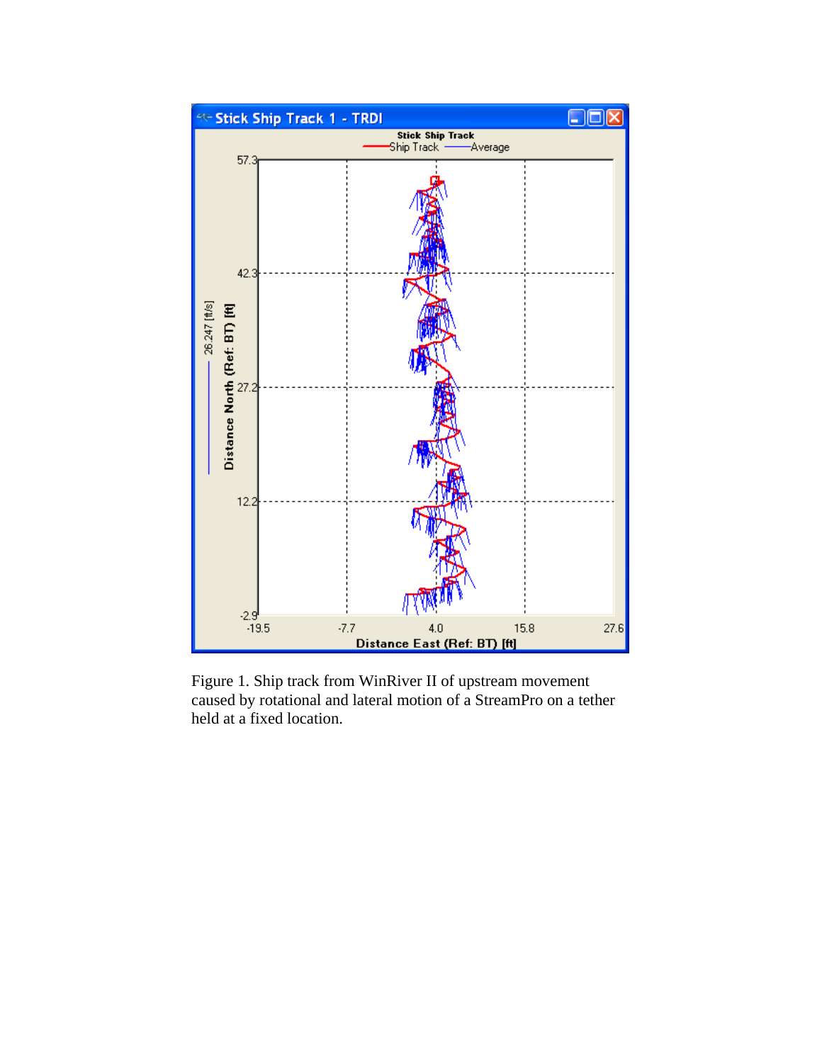Stick Ship Track 1 - TRDI

Stick Ship Track

Ship Track

Average

57.3

42.3

27.2

12.2

-2.9

26.247 [ft/s]

Distance North (Ref: BT) [ft]

-19.5

-7.7

4.0

15.8

27.6

Distance East (Ref: BT) [ft]

Figure 1. Ship track from WinRiver II of upstream movement caused by rotational and lateral motion of a StreamPro on a tether held at a fixed location.